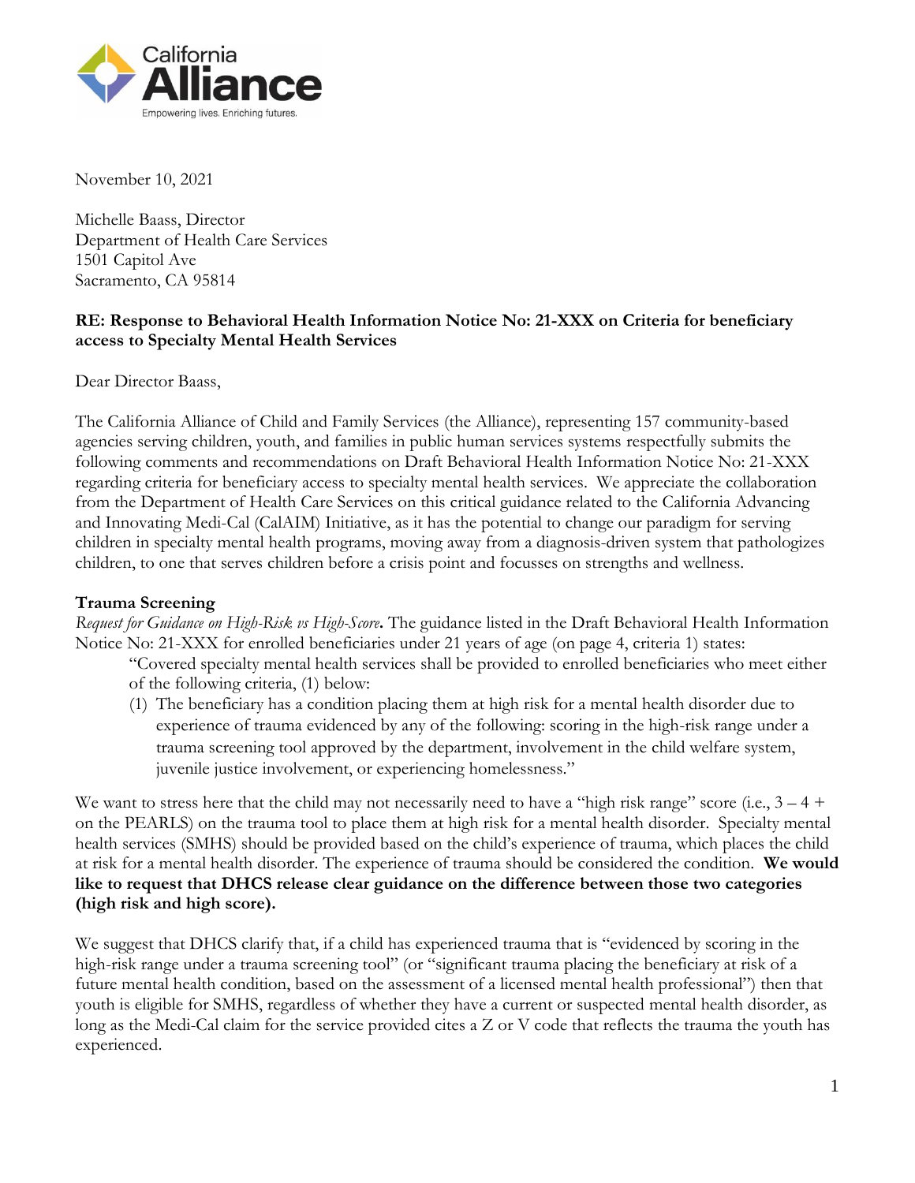California Alliance
Empowering lives. Enriching futures.

November 10, 2021

Michelle Baass, Director
Department of Health Care Services
1501 Capitol Ave
Sacramento, CA 95814

**RE: Response to Behavioral Health Information Notice No: 21-XXX on Criteria for beneficiary access to Specialty Mental Health Services**

Dear Director Baass,

The California Alliance of Child and Family Services (the Alliance), representing 157 community-based agencies serving children, youth, and families in public human services systems respectfully submits the following comments and recommendations on Draft Behavioral Health Information Notice No: 21-XXX regarding criteria for beneficiary access to specialty mental health services. We appreciate the collaboration from the Department of Health Care Services on this critical guidance related to the California Advancing and Innovating Medi-Cal (CalAIM) Initiative, as it has the potential to change our paradigm for serving children in specialty mental health programs, moving away from a diagnosis-driven system that pathologizes children, to one that serves children before a crisis point and focusses on strengths and wellness.

**Trauma Screening**

***Request for Guidance on High-Risk vs High-Score*.** The guidance listed in the Draft Behavioral Health Information Notice No: 21-XXX for enrolled beneficiaries under 21 years of age (on page 4, criteria 1) states:

> "Covered specialty mental health services shall be provided to enrolled beneficiaries who meet either of the following criteria, (1) below:
>
> (1) The beneficiary has a condition placing them at high risk for a mental health disorder due to experience of trauma evidenced by any of the following: scoring in the high-risk range under a trauma screening tool approved by the department, involvement in the child welfare system, juvenile justice involvement, or experiencing homelessness."

We want to stress here that the child may not necessarily need to have a "high risk range" score (i.e., 3 – 4 + on the PEARLS) on the trauma tool to place them at high risk for a mental health disorder. Specialty mental health services (SMHS) should be provided based on the child's experience of trauma, which places the child at risk for a mental health disorder. The experience of trauma should be considered the condition. **We would like to request that DHCS release clear guidance on the difference between those two categories (high risk and high score).**

We suggest that DHCS clarify that, if a child has experienced trauma that is "evidenced by scoring in the high-risk range under a trauma screening tool" (or "significant trauma placing the beneficiary at risk of a future mental health condition, based on the assessment of a licensed mental health professional") then that youth is eligible for SMHS, regardless of whether they have a current or suspected mental health disorder, as long as the Medi-Cal claim for the service provided cites a Z or V code that reflects the trauma the youth has experienced.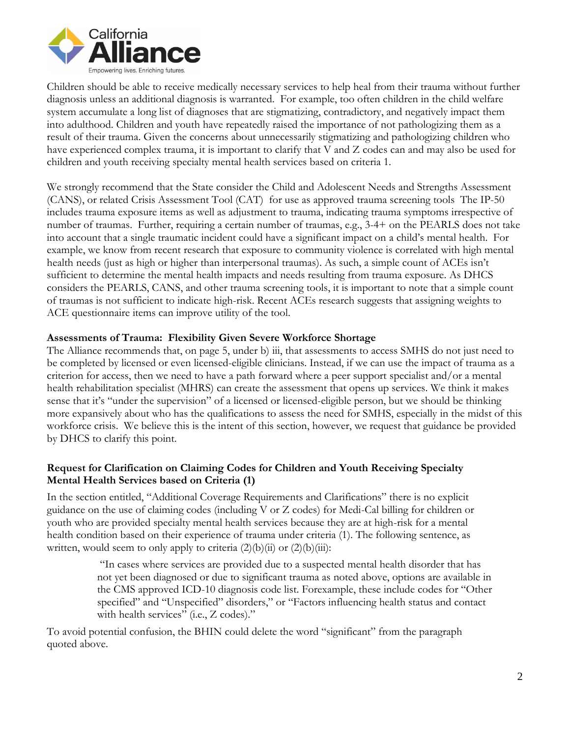Children should be able to receive medically necessary services to help heal from their trauma without further diagnosis unless an additional diagnosis is warranted. For example, too often children in the child welfare system accumulate a long list of diagnoses that are stigmatizing, contradictory, and negatively impact them into adulthood. Children and youth have repeatedly raised the importance of not pathologizing them as a result of their trauma. Given the concerns about unnecessarily stigmatizing and pathologizing children who have experienced complex trauma, it is important to clarify that V and Z codes can and may also be used for children and youth receiving specialty mental health services based on criteria 1.

We strongly recommend that the State consider the Child and Adolescent Needs and Strengths Assessment (CANS), or related Crisis Assessment Tool (CAT) for use as approved trauma screening tools The IP-50 includes trauma exposure items as well as adjustment to trauma, indicating trauma symptoms irrespective of number of traumas. Further, requiring a certain number of traumas, e.g., 3-4+ on the PEARLS does not take into account that a single traumatic incident could have a significant impact on a child's mental health. For example, we know from recent research that exposure to community violence is correlated with high mental health needs (just as high or higher than interpersonal traumas). As such, a simple count of ACEs isn't sufficient to determine the mental health impacts and needs resulting from trauma exposure. As DHCS considers the PEARLS, CANS, and other trauma screening tools, it is important to note that a simple count of traumas is not sufficient to indicate high-risk. Recent ACEs research suggests that assigning weights to ACE questionnaire items can improve utility of the tool.

**Assessments of Trauma: Flexibility Given Severe Workforce Shortage**

The Alliance recommends that, on page 5, under b) iii, that assessments to access SMHS do not just need to be completed by licensed or even licensed-eligible clinicians. Instead, if we can use the impact of trauma as a criterion for access, then we need to have a path forward where a peer support specialist and/or a mental health rehabilitation specialist (MHRS) can create the assessment that opens up services. We think it makes sense that it's "under the supervision" of a licensed or licensed-eligible person, but we should be thinking more expansively about who has the qualifications to assess the need for SMHS, especially in the midst of this workforce crisis. We believe this is the intent of this section, however, we request that guidance be provided by DHCS to clarify this point.

**Request for Clarification on Claiming Codes for Children and Youth Receiving Specialty Mental Health Services based on Criteria (1)**

In the section entitled, "Additional Coverage Requirements and Clarifications" there is no explicit guidance on the use of claiming codes (including V or Z codes) for Medi-Cal billing for children or youth who are provided specialty mental health services because they are at high-risk for a mental health condition based on their experience of trauma under criteria (1). The following sentence, as written, would seem to only apply to criteria (2)(b)(ii) or (2)(b)(iii):

> "In cases where services are provided due to a suspected mental health disorder that has not yet been diagnosed or due to significant trauma as noted above, options are available in the CMS approved ICD-10 diagnosis code list. Forexample, these include codes for "Other specified" and "Unspecified" disorders," or "Factors influencing health status and contact with health services" (i.e., Z codes)."

To avoid potential confusion, the BHIN could delete the word "significant" from the paragraph quoted above.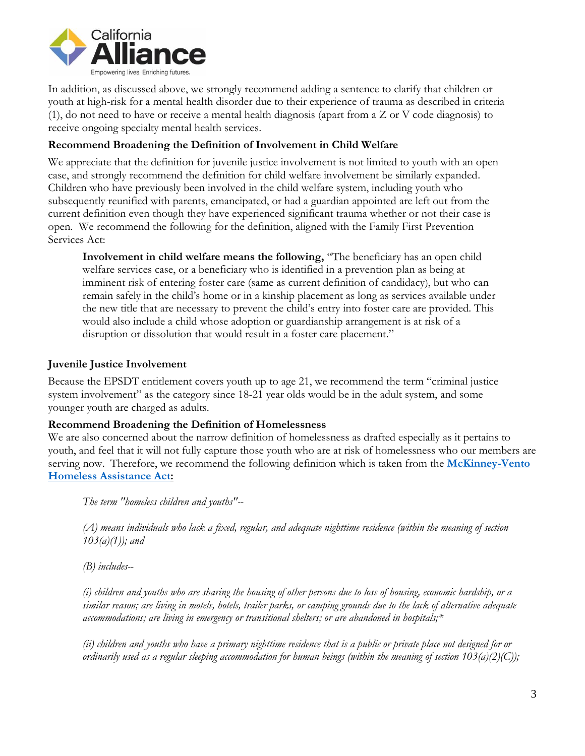In addition, as discussed above, we strongly recommend adding a sentence to clarify that children or youth at high-risk for a mental health disorder due to their experience of trauma as described in criteria (1), do not need to have or receive a mental health diagnosis (apart from a Z or V code diagnosis) to receive ongoing specialty mental health services.

**Recommend Broadening the Definition of Involvement in Child Welfare**

We appreciate that the definition for juvenile justice involvement is not limited to youth with an open case, and strongly recommend the definition for child welfare involvement be similarly expanded. Children who have previously been involved in the child welfare system, including youth who subsequently reunified with parents, emancipated, or had a guardian appointed are left out from the current definition even though they have experienced significant trauma whether or not their case is open. We recommend the following for the definition, aligned with the Family First Prevention Services Act:

> **Involvement in child welfare means the following,** "The beneficiary has an open child welfare services case, or a beneficiary who is identified in a prevention plan as being at imminent risk of entering foster care (same as current definition of candidacy), but who can remain safely in the child's home or in a kinship placement as long as services available under the new title that are necessary to prevent the child's entry into foster care are provided. This would also include a child whose adoption or guardianship arrangement is at risk of a disruption or dissolution that would result in a foster care placement."

**Juvenile Justice Involvement**

Because the EPSDT entitlement covers youth up to age 21, we recommend the term "criminal justice system involvement" as the category since 18-21 year olds would be in the adult system, and some younger youth are charged as adults.

**Recommend Broadening the Definition of Homelessness**

We are also concerned about the narrow definition of homelessness as drafted especially as it pertains to youth, and feel that it will not fully capture those youth who are at risk of homelessness who our members are serving now. Therefore, we recommend the following definition which is taken from the **McKinney-Vento Homeless Assistance Act:**

> *The term "homeless children and youths"--*
>
> *(A) means individuals who lack a fixed, regular, and adequate nighttime residence (within the meaning of section 103(a)(1)); and*
>
> *(B) includes--*
>
> *(i) children and youths who are sharing the housing of other persons due to loss of housing, economic hardship, or a similar reason; are living in motels, hotels, trailer parks, or camping grounds due to the lack of alternative adequate accommodations; are living in emergency or transitional shelters; or are abandoned in hospitals;\**
>
> *(ii) children and youths who have a primary nighttime residence that is a public or private place not designed for or ordinarily used as a regular sleeping accommodation for human beings (within the meaning of section 103(a)(2)(C));*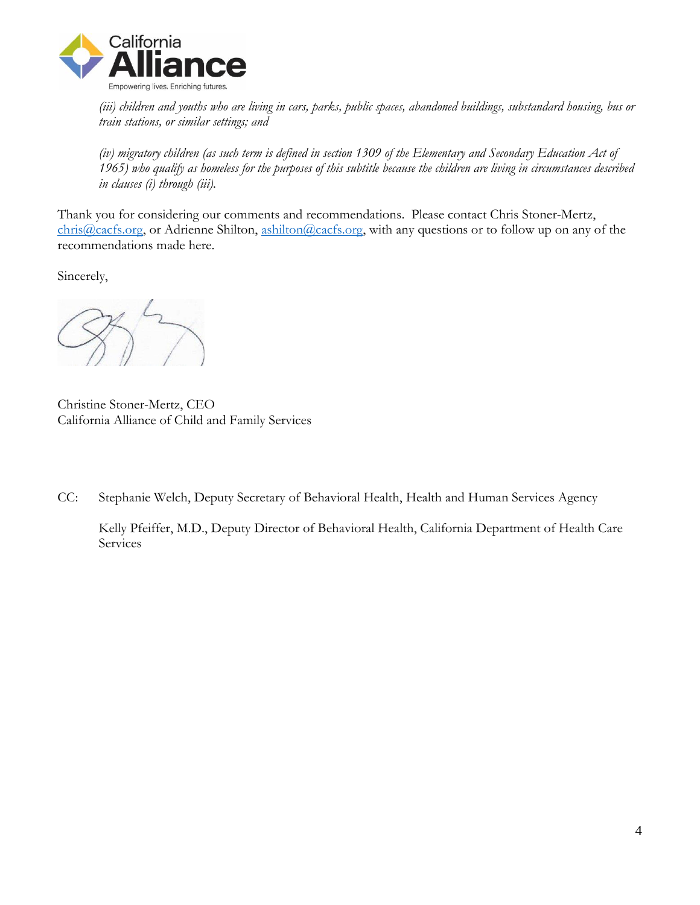*(iii) children and youths who are living in cars, parks, public spaces, abandoned buildings, substandard housing, bus or train stations, or similar settings; and*

*(iv) migratory children (as such term is defined in section 1309 of the Elementary and Secondary Education Act of 1965) who qualify as homeless for the purposes of this subtitle because the children are living in circumstances described in clauses (i) through (iii).*

Thank you for considering our comments and recommendations. Please contact Chris Stoner-Mertz, chris@cacfs.org, or Adrienne Shilton, ashilton@cacfs.org, with any questions or to follow up on any of the recommendations made here.

Sincerely,

Christine Stoner-Mertz, CEO
California Alliance of Child and Family Services

CC: Stephanie Welch, Deputy Secretary of Behavioral Health, Health and Human Services Agency

Kelly Pfeiffer, M.D., Deputy Director of Behavioral Health, California Department of Health Care Services